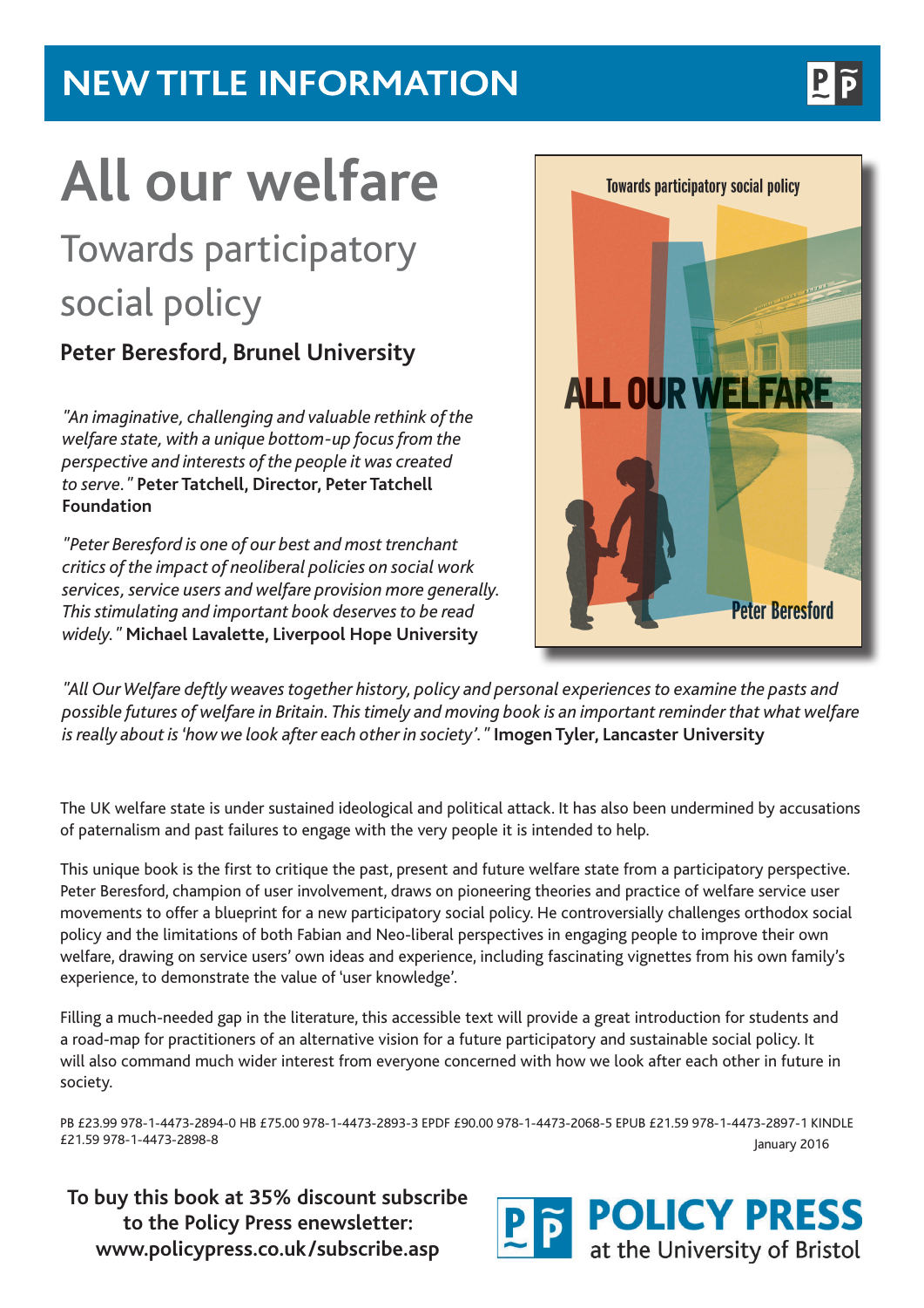# NEW TITLE INFORMATION

# All our welfare

## Towards participatory social policy

**Peter Beresford, Brunel University**

*"An imaginative, challenging and valuable rethink of the welfare state, with a unique bottom-up focus from the perspective and interests of the people it was created to serve."* **Peter Tatchell, Director, Peter Tatchell Foundation**

*"Peter Beresford is one of our best and most trenchant critics of the impact of neoliberal policies on social work services, service users and welfare provision more generally. This stimulating and important book deserves to be read widely."* **Michael Lavalette, Liverpool Hope University**

*"All Our Welfare deftly weaves together history, policy and personal experiences to examine the pasts and possible futures of welfare in Britain. This timely and moving book is an important reminder that what welfare is really about is 'how we look after each other in society'."* **Imogen Tyler, Lancaster University**

The UK welfare state is under sustained ideological and political attack. It has also been undermined by accusations of paternalism and past failures to engage with the very people it is intended to help.

This unique book is the first to critique the past, present and future welfare state from a participatory perspective. Peter Beresford, champion of user involvement, draws on pioneering theories and practice of welfare service user movements to offer a blueprint for a new participatory social policy. He controversially challenges orthodox social policy and the limitations of both Fabian and Neo-liberal perspectives in engaging people to improve their own welfare, drawing on service users' own ideas and experience, including fascinating vignettes from his own family's experience, to demonstrate the value of 'user knowledge'.

Filling a much-needed gap in the literature, this accessible text will provide a great introduction for students and a road-map for practitioners of an alternative vision for a future participatory and sustainable social policy. It will also command much wider interest from everyone concerned with how we look after each other in future in society.

PB £23.99 978-1-4473-2894-0 HB £75.00 978-1-4473-2893-3 EPDF £90.00 978-1-4473-2068-5 EPUB £21.59 978-1-4473-2897-1 KINDLE £21.59 978-1-4473-2898-8

January 2016

**To buy this book at 35% discount subscribe to the Policy Press enewsletter: www.policypress.co.uk/subscribe.asp**

**POLICY PRESS** at the University of Bristol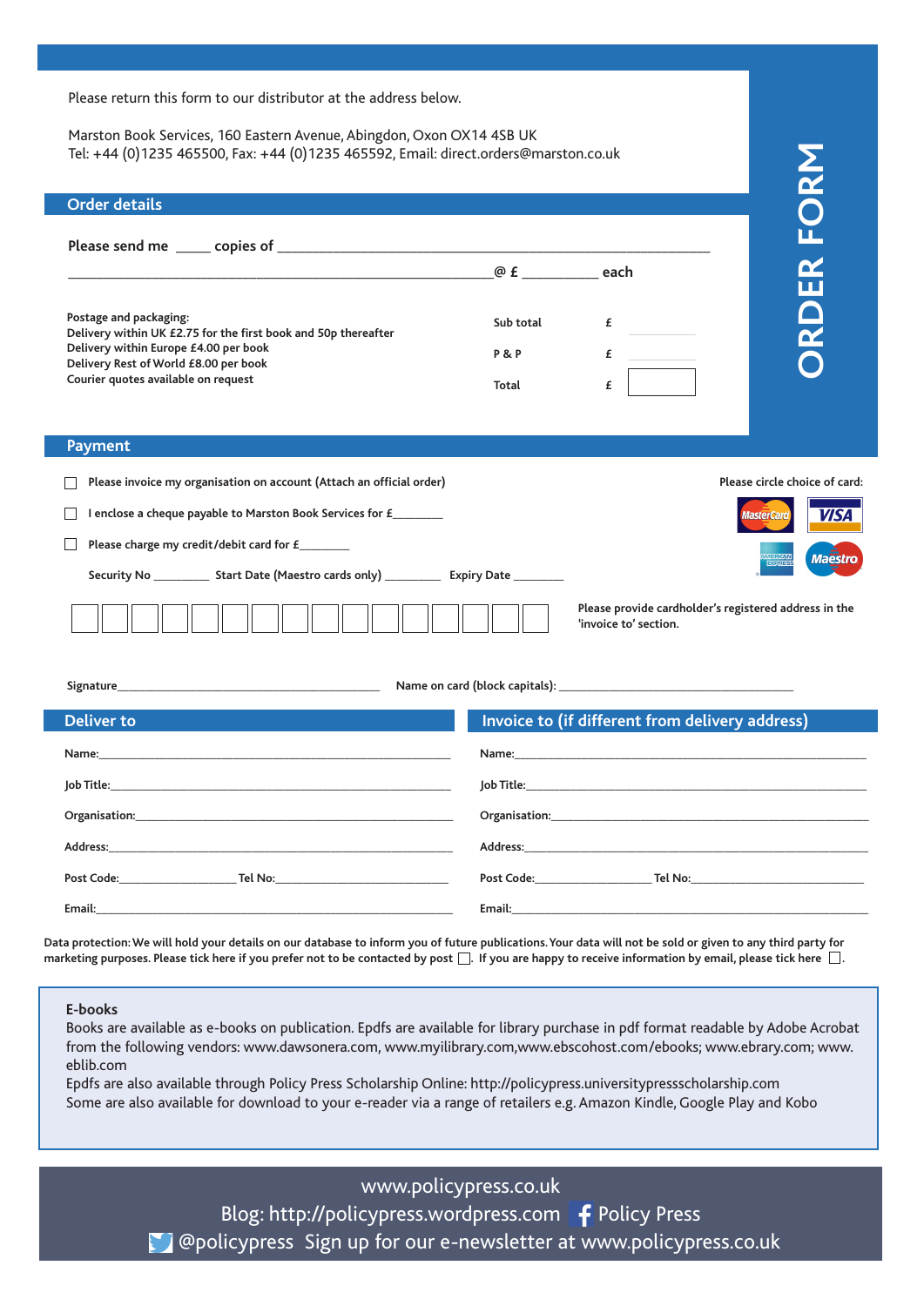# ORDER FORM

Please return this form to our distributor at the address below.

Marston Book Services, 160 Eastern Avenue, Abingdon, Oxon OX14 4SB UK
Tel: +44 (0)1235 465500, Fax: +44 (0)1235 465592, Email: direct.orders@marston.co.uk

## Order details

Please send me _____ copies of ________________________________________________

________________________________________________ @ £ __________ each

Postage and packaging:
Delivery within UK £2.75 for the first book and 50p thereafter
Delivery within Europe £4.00 per book
Delivery Rest of World £8.00 per book
Courier quotes available on request

| | | |
|---|---|---|
| Sub total | £ | |
| P & P | £ | |
| Total | £ | |

## Payment

☐ Please invoice my organisation on account (Attach an official order)

☐ I enclose a cheque payable to Marston Book Services for £________

☐ Please charge my credit/debit card for £________

Security No _________ Start Date (Maestro cards only) _________ Expiry Date ________

Please circle choice of card: MasterCard, VISA, American Express, Maestro

Please provide cardholder's registered address in the 'invoice to' section.

Signature_________________________________ Name on card (block capitals): _________________________________

## Deliver to

Name:_________________________________

Job Title:_________________________________

Organisation:_________________________________

Address:_________________________________

Post Code:_______________ Tel No:_______________

Email:_________________________________

## Invoice to (if different from delivery address)

Name:_________________________________

Job Title:_________________________________

Organisation:_________________________________

Address:_________________________________

Post Code:_______________ Tel No:_______________

Email:_________________________________

Data protection: We will hold your details on our database to inform you of future publications. Your data will not be sold or given to any third party for marketing purposes. Please tick here if you prefer not to be contacted by post ☐. If you are happy to receive information by email, please tick here ☐.

**E-books**

Books are available as e-books on publication. Epdfs are available for library purchase in pdf format readable by Adobe Acrobat from the following vendors: www.dawsonera.com, www.myilibrary.com,www.ebscohost.com/ebooks; www.ebrary.com; www.eblib.com
Epdfs are also available through Policy Press Scholarship Online: http://policypress.universitypressscholarship.com
Some are also available for download to your e-reader via a range of retailers e.g. Amazon Kindle, Google Play and Kobo

www.policypress.co.uk
Blog: http://policypress.wordpress.com Policy Press
@policypress Sign up for our e-newsletter at www.policypress.co.uk